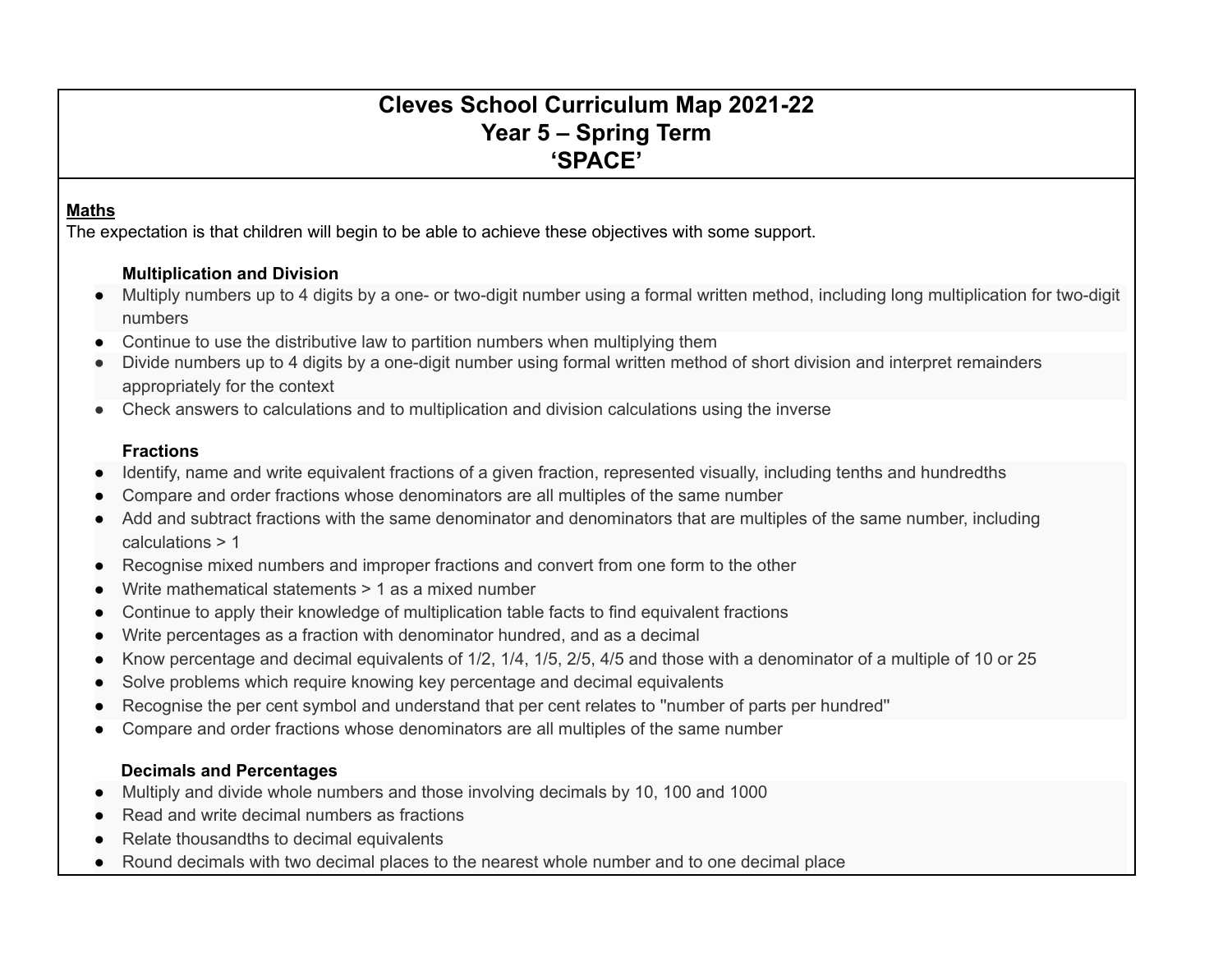# Cleves School Curriculum Map 2021-22
## Year 5 – Spring Term
## 'SPACE'

**Maths**

The expectation is that children will begin to be able to achieve these objectives with some support.

**Multiplication and Division**

- Multiply numbers up to 4 digits by a one- or two-digit number using a formal written method, including long multiplication for two-digit numbers
- Continue to use the distributive law to partition numbers when multiplying them
- Divide numbers up to 4 digits by a one-digit number using formal written method of short division and interpret remainders appropriately for the context
- Check answers to calculations and to multiplication and division calculations using the inverse

**Fractions**

- Identify, name and write equivalent fractions of a given fraction, represented visually, including tenths and hundredths
- Compare and order fractions whose denominators are all multiples of the same number
- Add and subtract fractions with the same denominator and denominators that are multiples of the same number, including calculations > 1
- Recognise mixed numbers and improper fractions and convert from one form to the other
- Write mathematical statements > 1 as a mixed number
- Continue to apply their knowledge of multiplication table facts to find equivalent fractions
- Write percentages as a fraction with denominator hundred, and as a decimal
- Know percentage and decimal equivalents of 1/2, 1/4, 1/5, 2/5, 4/5 and those with a denominator of a multiple of 10 or 25
- Solve problems which require knowing key percentage and decimal equivalents
- Recognise the per cent symbol and understand that per cent relates to "number of parts per hundred"
- Compare and order fractions whose denominators are all multiples of the same number

**Decimals and Percentages**

- Multiply and divide whole numbers and those involving decimals by 10, 100 and 1000
- Read and write decimal numbers as fractions
- Relate thousandths to decimal equivalents
- Round decimals with two decimal places to the nearest whole number and to one decimal place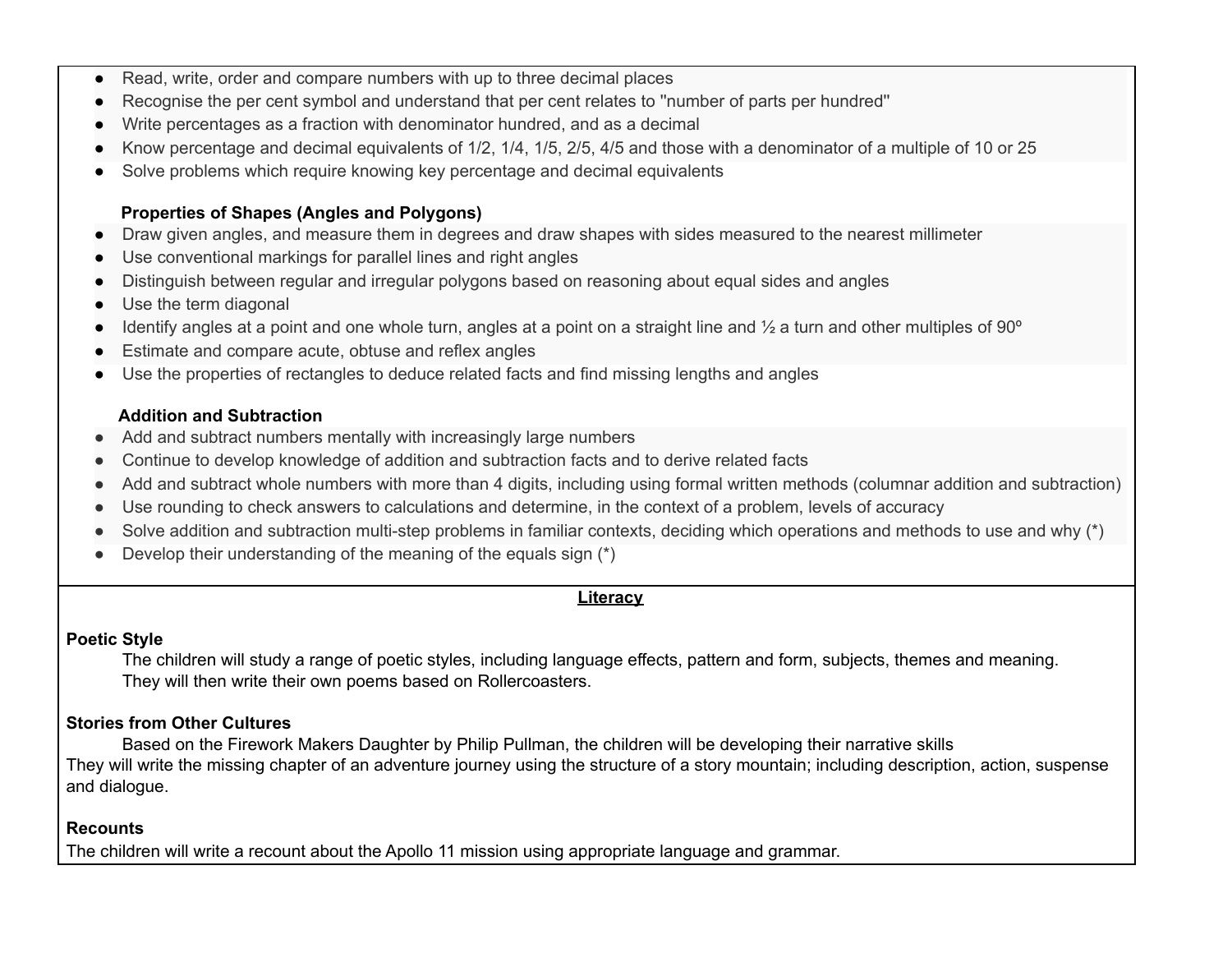- Read, write, order and compare numbers with up to three decimal places
- Recognise the per cent symbol and understand that per cent relates to "number of parts per hundred"
- Write percentages as a fraction with denominator hundred, and as a decimal
- Know percentage and decimal equivalents of 1/2, 1/4, 1/5, 2/5, 4/5 and those with a denominator of a multiple of 10 or 25
- Solve problems which require knowing key percentage and decimal equivalents

**Properties of Shapes (Angles and Polygons)**

- Draw given angles, and measure them in degrees and draw shapes with sides measured to the nearest millimeter
- Use conventional markings for parallel lines and right angles
- Distinguish between regular and irregular polygons based on reasoning about equal sides and angles
- Use the term diagonal
- Identify angles at a point and one whole turn, angles at a point on a straight line and ½ a turn and other multiples of 90º
- Estimate and compare acute, obtuse and reflex angles
- Use the properties of rectangles to deduce related facts and find missing lengths and angles

**Addition and Subtraction**

- Add and subtract numbers mentally with increasingly large numbers
- Continue to develop knowledge of addition and subtraction facts and to derive related facts
- Add and subtract whole numbers with more than 4 digits, including using formal written methods (columnar addition and subtraction)
- Use rounding to check answers to calculations and determine, in the context of a problem, levels of accuracy
- Solve addition and subtraction multi-step problems in familiar contexts, deciding which operations and methods to use and why (*)
- Develop their understanding of the meaning of the equals sign (*)

## Literacy

**Poetic Style**

The children will study a range of poetic styles, including language effects, pattern and form, subjects, themes and meaning. They will then write their own poems based on Rollercoasters.

**Stories from Other Cultures**

Based on the Firework Makers Daughter by Philip Pullman, the children will be developing their narrative skills
They will write the missing chapter of an adventure journey using the structure of a story mountain; including description, action, suspense and dialogue.

**Recounts**

The children will write a recount about the Apollo 11 mission using appropriate language and grammar.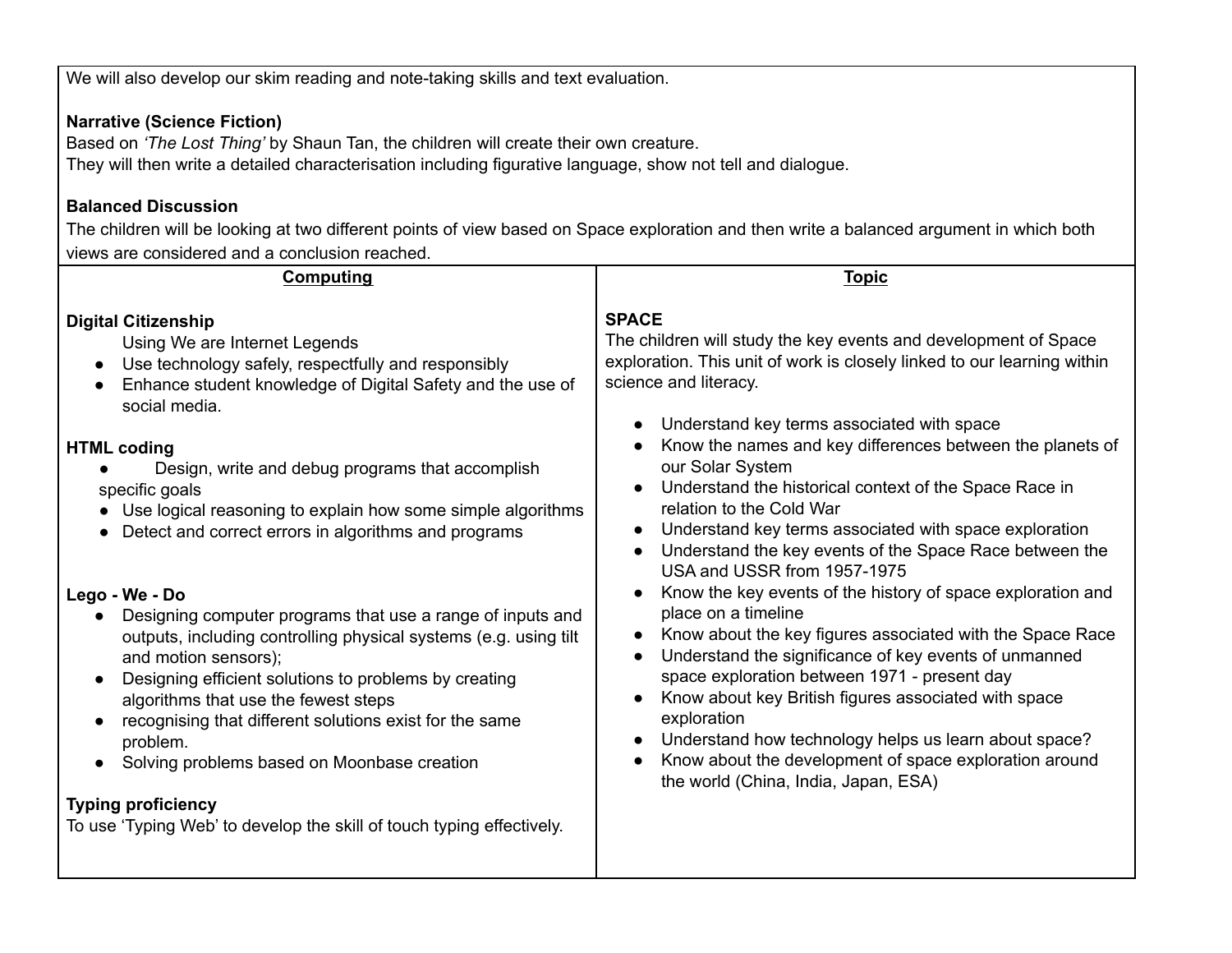We will also develop our skim reading and note-taking skills and text evaluation.

**Narrative (Science Fiction)**
Based on *'The Lost Thing'* by Shaun Tan, the children will create their own creature.
They will then write a detailed characterisation including figurative language, show not tell and dialogue.

**Balanced Discussion**
The children will be looking at two different points of view based on Space exploration and then write a balanced argument in which both views are considered and a conclusion reached.

## Computing

**Digital Citizenship**

Using We are Internet Legends

- Use technology safely, respectfully and responsibly
- Enhance student knowledge of Digital Safety and the use of social media.

**HTML coding**

- Design, write and debug programs that accomplish specific goals
- Use logical reasoning to explain how some simple algorithms
- Detect and correct errors in algorithms and programs

**Lego - We - Do**

- Designing computer programs that use a range of inputs and outputs, including controlling physical systems (e.g. using tilt and motion sensors);
- Designing efficient solutions to problems by creating algorithms that use the fewest steps
- recognising that different solutions exist for the same problem.
- Solving problems based on Moonbase creation

**Typing proficiency**
To use 'Typing Web' to develop the skill of touch typing effectively.

## Topic

**SPACE**
The children will study the key events and development of Space exploration. This unit of work is closely linked to our learning within science and literacy.

- Understand key terms associated with space
- Know the names and key differences between the planets of our Solar System
- Understand the historical context of the Space Race in relation to the Cold War
- Understand key terms associated with space exploration
- Understand the key events of the Space Race between the USA and USSR from 1957-1975
- Know the key events of the history of space exploration and place on a timeline
- Know about the key figures associated with the Space Race
- Understand the significance of key events of unmanned space exploration between 1971 - present day
- Know about key British figures associated with space exploration
- Understand how technology helps us learn about space?
- Know about the development of space exploration around the world (China, India, Japan, ESA)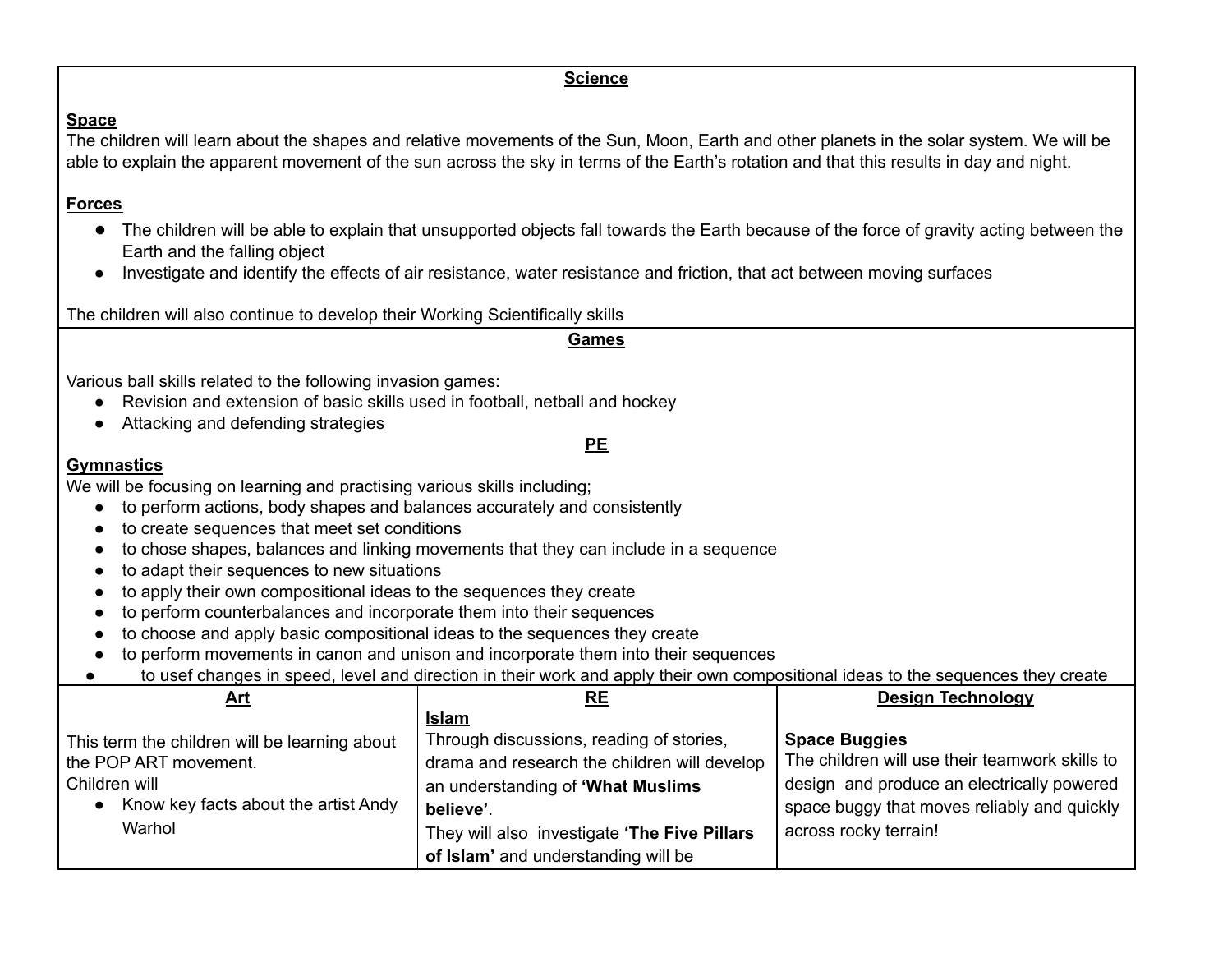## Science

**Space**

The children will learn about the shapes and relative movements of the Sun, Moon, Earth and other planets in the solar system. We will be able to explain the apparent movement of the sun across the sky in terms of the Earth's rotation and that this results in day and night.

**Forces**

- The children will be able to explain that unsupported objects fall towards the Earth because of the force of gravity acting between the Earth and the falling object
- Investigate and identify the effects of air resistance, water resistance and friction, that act between moving surfaces

The children will also continue to develop their Working Scientifically skills

## Games

Various ball skills related to the following invasion games:

- Revision and extension of basic skills used in football, netball and hockey
- Attacking and defending strategies

## PE

**Gymnastics**

We will be focusing on learning and practising various skills including;

- to perform actions, body shapes and balances accurately and consistently
- to create sequences that meet set conditions
- to chose shapes, balances and linking movements that they can include in a sequence
- to adapt their sequences to new situations
- to apply their own compositional ideas to the sequences they create
- to perform counterbalances and incorporate them into their sequences
- to choose and apply basic compositional ideas to the sequences they create
- to perform movements in canon and unison and incorporate them into their sequences
- to usef changes in speed, level and direction in their work and apply their own compositional ideas to the sequences they create

| Art | RE | Design Technology |
|---|---|---|
| This term the children will be learning about the POP ART movement.<br>Children will<br>● Know key facts about the artist Andy Warhol | **Islam**<br>Through discussions, reading of stories, drama and research the children will develop an understanding of **'What Muslims believe'**.<br>They will also investigate **'The Five Pillars of Islam'** and understanding will be | **Space Buggies**<br>The children will use their teamwork skills to design and produce an electrically powered space buggy that moves reliably and quickly across rocky terrain! |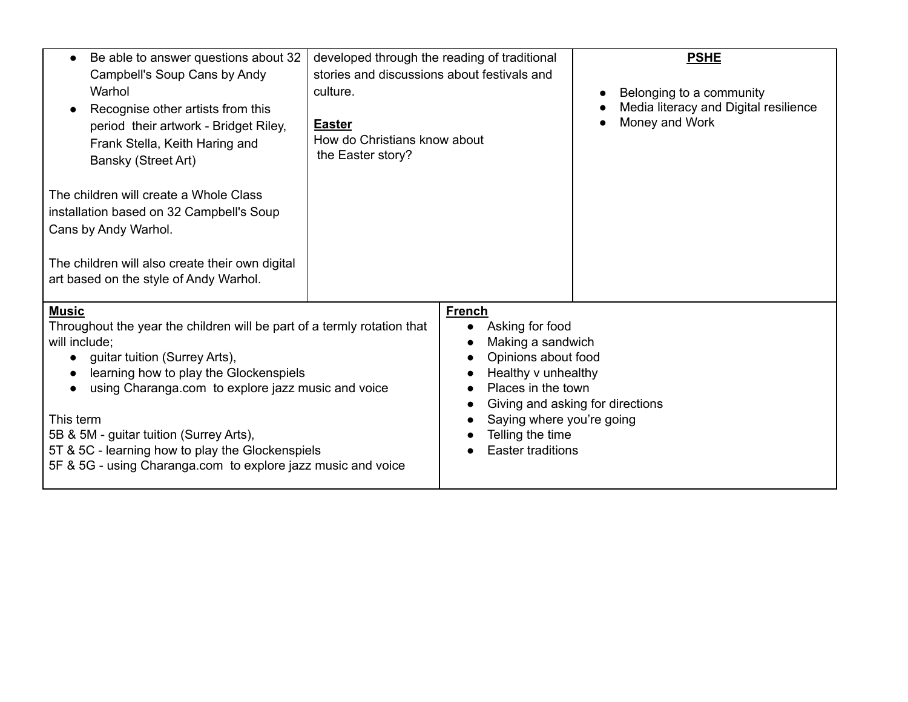| | | |
|---|---|---|
| • Be able to answer questions about 32 Campbell's Soup Cans by Andy Warhol<br>• Recognise other artists from this period their artwork - Bridget Riley, Frank Stella, Keith Haring and Bansky (Street Art)<br><br>The children will create a Whole Class installation based on 32 Campbell's Soup Cans by Andy Warhol.<br><br>The children will also create their own digital art based on the style of Andy Warhol. | developed through the reading of traditional stories and discussions about festivals and culture.<br><br>**Easter**<br>How do Christians know about the Easter story? | **PSHE**<br><br>• Belonging to a community<br>• Media literacy and Digital resilience<br>• Money and Work |

| | |
|---|---|
| **Music**<br>Throughout the year the children will be part of a termly rotation that will include;<br>• guitar tuition (Surrey Arts),<br>• learning how to play the Glockenspiels<br>• using Charanga.com to explore jazz music and voice<br><br>This term<br>5B & 5M - guitar tuition (Surrey Arts),<br>5T & 5C - learning how to play the Glockenspiels<br>5F & 5G - using Charanga.com to explore jazz music and voice | **French**<br>• Asking for food<br>• Making a sandwich<br>• Opinions about food<br>• Healthy v unhealthy<br>• Places in the town<br>• Giving and asking for directions<br>• Saying where you're going<br>• Telling the time<br>• Easter traditions |